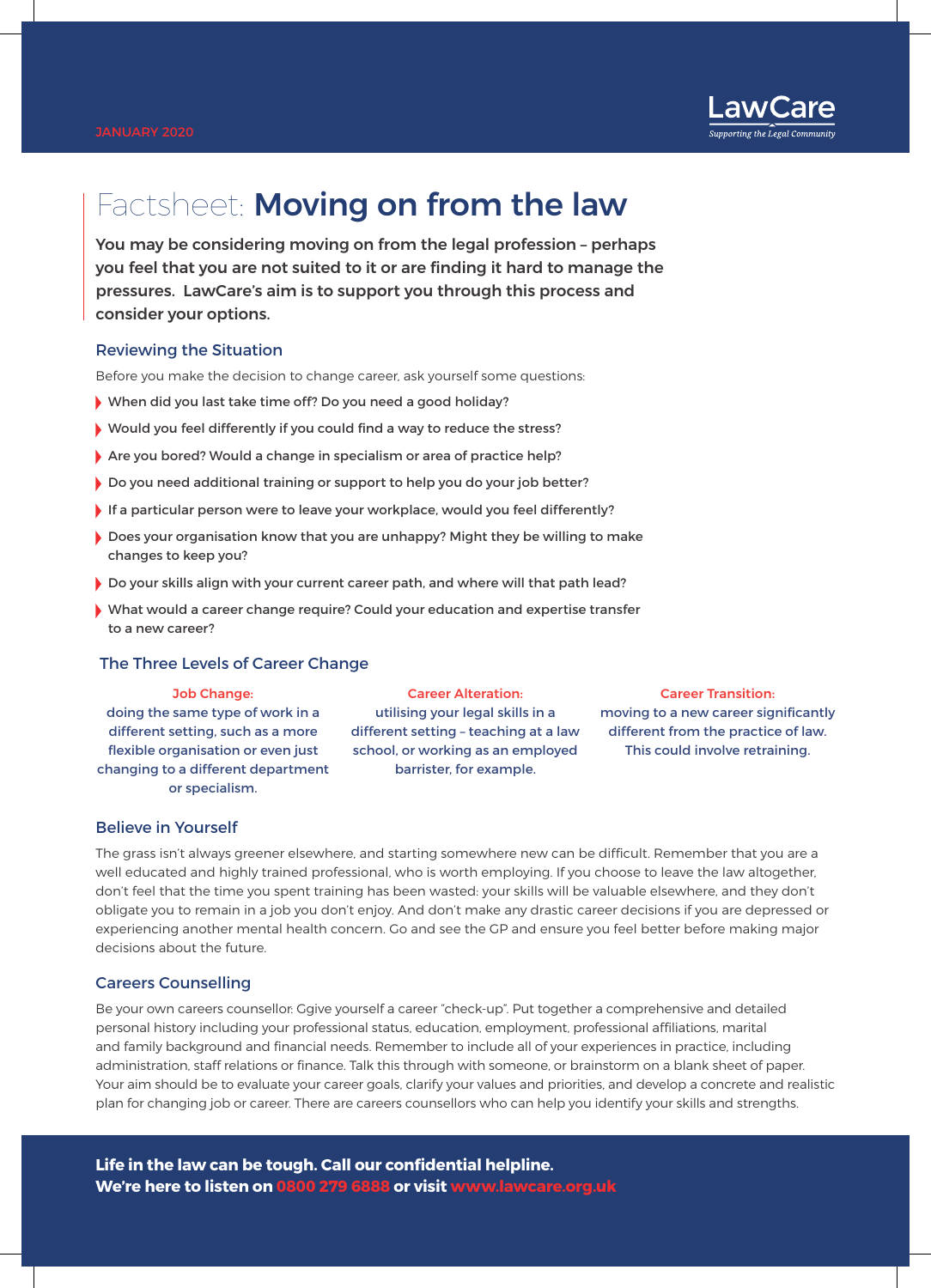JANUARY 2020

LawCare
*Supporting the Legal Community*

# Factsheet: **Moving on from the law**

**You may be considering moving on from the legal profession – perhaps you feel that you are not suited to it or are finding it hard to manage the pressures. LawCare's aim is to support you through this process and consider your options.**

## Reviewing the Situation

Before you make the decision to change career, ask yourself some questions:

- When did you last take time off? Do you need a good holiday?
- Would you feel differently if you could find a way to reduce the stress?
- Are you bored? Would a change in specialism or area of practice help?
- Do you need additional training or support to help you do your job better?
- If a particular person were to leave your workplace, would you feel differently?
- Does your organisation know that you are unhappy? Might they be willing to make changes to keep you?
- Do your skills align with your current career path, and where will that path lead?
- What would a career change require? Could your education and expertise transfer to a new career?

## The Three Levels of Career Change

**Job Change:** doing the same type of work in a different setting, such as a more flexible organisation or even just changing to a different department or specialism.

**Career Alteration:** utilising your legal skills in a different setting – teaching at a law school, or working as an employed barrister, for example.

**Career Transition:** moving to a new career significantly different from the practice of law. This could involve retraining.

## Believe in Yourself

The grass isn't always greener elsewhere, and starting somewhere new can be difficult. Remember that you are a well educated and highly trained professional, who is worth employing. If you choose to leave the law altogether, don't feel that the time you spent training has been wasted: your skills will be valuable elsewhere, and they don't obligate you to remain in a job you don't enjoy. And don't make any drastic career decisions if you are depressed or experiencing another mental health concern. Go and see the GP and ensure you feel better before making major decisions about the future.

## Careers Counselling

Be your own careers counsellor: Ggive yourself a career "check-up". Put together a comprehensive and detailed personal history including your professional status, education, employment, professional affiliations, marital and family background and financial needs. Remember to include all of your experiences in practice, including administration, staff relations or finance. Talk this through with someone, or brainstorm on a blank sheet of paper. Your aim should be to evaluate your career goals, clarify your values and priorities, and develop a concrete and realistic plan for changing job or career. There are careers counsellors who can help you identify your skills and strengths.

**Life in the law can be tough. Call our confidential helpline.**
**We're here to listen on 0800 279 6888 or visit www.lawcare.org.uk**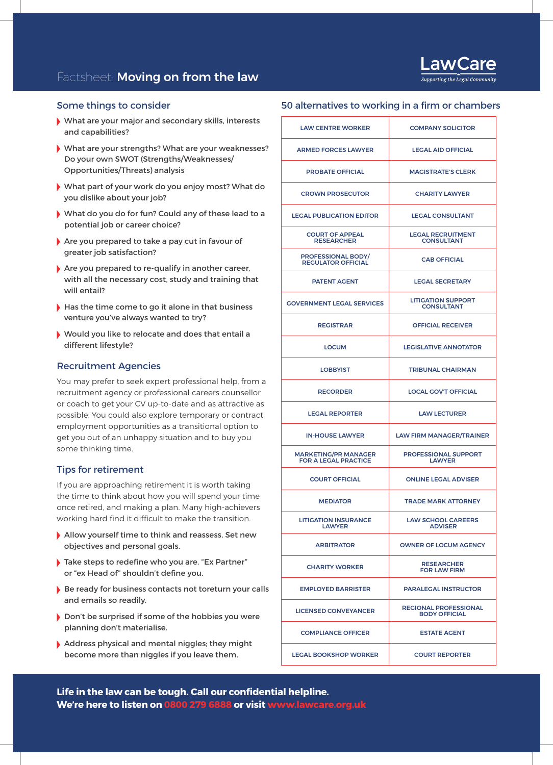# Factsheet: Moving on from the law

## Some things to consider

- What are your major and secondary skills, interests and capabilities?
- What are your strengths? What are your weaknesses? Do your own SWOT (Strengths/Weaknesses/ Opportunities/Threats) analysis
- What part of your work do you enjoy most? What do you dislike about your job?
- What do you do for fun? Could any of these lead to a potential job or career choice?
- Are you prepared to take a pay cut in favour of greater job satisfaction?
- Are you prepared to re-qualify in another career, with all the necessary cost, study and training that will entail?
- Has the time come to go it alone in that business venture you've always wanted to try?
- Would you like to relocate and does that entail a different lifestyle?

## Recruitment Agencies

You may prefer to seek expert professional help, from a recruitment agency or professional careers counsellor or coach to get your CV up-to-date and as attractive as possible. You could also explore temporary or contract employment opportunities as a transitional option to get you out of an unhappy situation and to buy you some thinking time.

## Tips for retirement

If you are approaching retirement it is worth taking the time to think about how you will spend your time once retired, and making a plan. Many high-achievers working hard find it difficult to make the transition.

- Allow yourself time to think and reassess. Set new objectives and personal goals.
- Take steps to redefine who you are. "Ex Partner" or "ex Head of" shouldn't define you.
- Be ready for business contacts not toreturn your calls and emails so readily.
- Don't be surprised if some of the hobbies you were planning don't materialise.
- Address physical and mental niggles; they might become more than niggles if you leave them.

## 50 alternatives to working in a firm or chambers

| | |
|---|---|
| LAW CENTRE WORKER | COMPANY SOLICITOR |
| ARMED FORCES LAWYER | LEGAL AID OFFICIAL |
| PROBATE OFFICIAL | MAGISTRATE'S CLERK |
| CROWN PROSECUTOR | CHARITY LAWYER |
| LEGAL PUBLICATION EDITOR | LEGAL CONSULTANT |
| COURT OF APPEAL RESEARCHER | LEGAL RECRUITMENT CONSULTANT |
| PROFESSIONAL BODY/ REGULATOR OFFICIAL | CAB OFFICIAL |
| PATENT AGENT | LEGAL SECRETARY |
| GOVERNMENT LEGAL SERVICES | LITIGATION SUPPORT CONSULTANT |
| REGISTRAR | OFFICIAL RECEIVER |
| LOCUM | LEGISLATIVE ANNOTATOR |
| LOBBYIST | TRIBUNAL CHAIRMAN |
| RECORDER | LOCAL GOV'T OFFICIAL |
| LEGAL REPORTER | LAW LECTURER |
| IN-HOUSE LAWYER | LAW FIRM MANAGER/TRAINER |
| MARKETING/PR MANAGER FOR A LEGAL PRACTICE | PROFESSIONAL SUPPORT LAWYER |
| COURT OFFICIAL | ONLINE LEGAL ADVISER |
| MEDIATOR | TRADE MARK ATTORNEY |
| LITIGATION INSURANCE LAWYER | LAW SCHOOL CAREERS ADVISER |
| ARBITRATOR | OWNER OF LOCUM AGENCY |
| CHARITY WORKER | RESEARCHER FOR LAW FIRM |
| EMPLOYED BARRISTER | PARALEGAL INSTRUCTOR |
| LICENSED CONVEYANCER | REGIONAL PROFESSIONAL BODY OFFICIAL |
| COMPLIANCE OFFICER | ESTATE AGENT |
| LEGAL BOOKSHOP WORKER | COURT REPORTER |

**Life in the law can be tough. Call our confidential helpline.**
**We're here to listen on 0800 279 6888 or visit www.lawcare.org.uk**